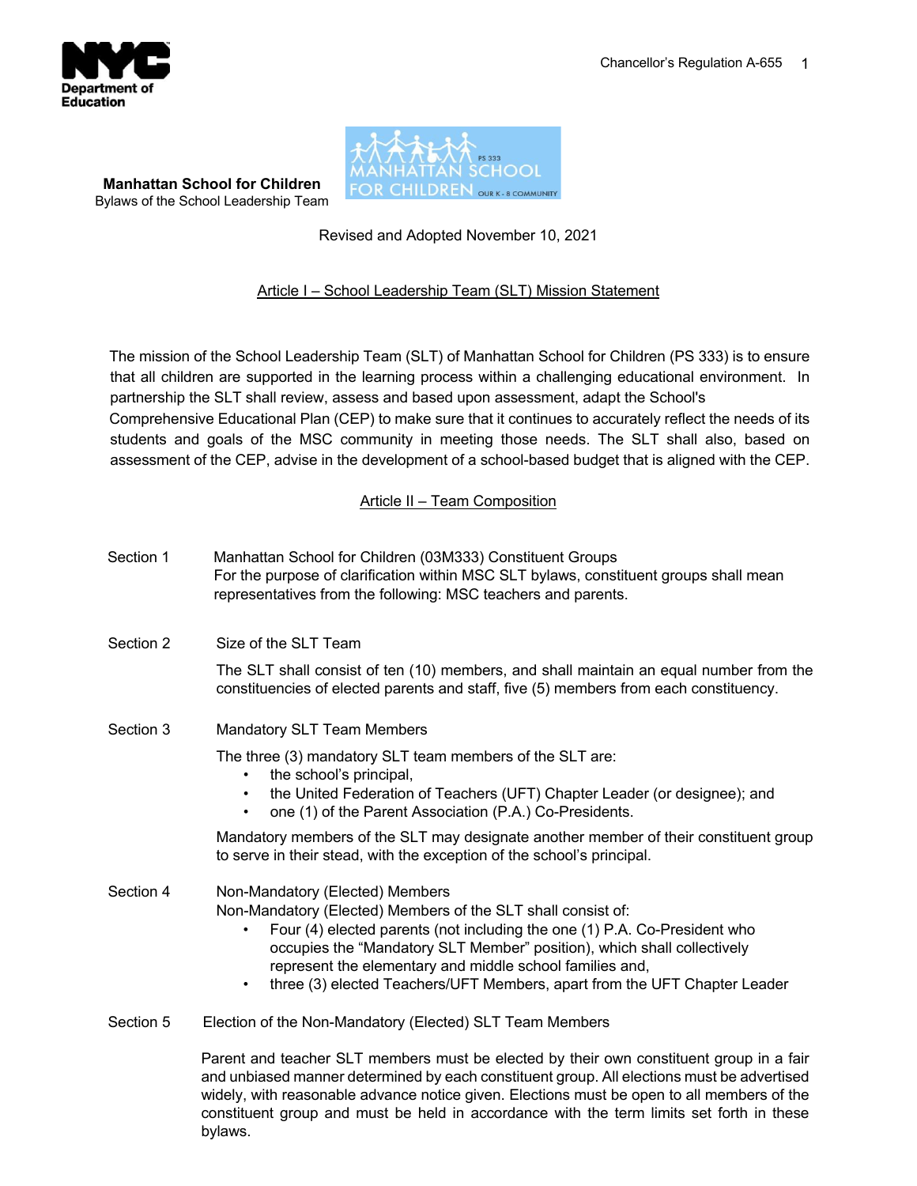**Manhattan School for Children**
Bylaws of the School Leadership Team

Revised and Adopted November 10, 2021

## Article I – School Leadership Team (SLT) Mission Statement

The mission of the School Leadership Team (SLT) of Manhattan School for Children (PS 333) is to ensure that all children are supported in the learning process within a challenging educational environment. In partnership the SLT shall review, assess and based upon assessment, adapt the School's Comprehensive Educational Plan (CEP) to make sure that it continues to accurately reflect the needs of its students and goals of the MSC community in meeting those needs. The SLT shall also, based on assessment of the CEP, advise in the development of a school-based budget that is aligned with the CEP.

## Article II – Team Composition

**Section 1** Manhattan School for Children (03M333) Constituent Groups

For the purpose of clarification within MSC SLT bylaws, constituent groups shall mean representatives from the following: MSC teachers and parents.

**Section 2** Size of the SLT Team

The SLT shall consist of ten (10) members, and shall maintain an equal number from the constituencies of elected parents and staff, five (5) members from each constituency.

**Section 3** Mandatory SLT Team Members

The three (3) mandatory SLT team members of the SLT are:

- the school's principal,
- the United Federation of Teachers (UFT) Chapter Leader (or designee); and
- one (1) of the Parent Association (P.A.) Co-Presidents.

Mandatory members of the SLT may designate another member of their constituent group to serve in their stead, with the exception of the school's principal.

**Section 4** Non-Mandatory (Elected) Members

Non-Mandatory (Elected) Members of the SLT shall consist of:

- Four (4) elected parents (not including the one (1) P.A. Co-President who occupies the "Mandatory SLT Member" position), which shall collectively represent the elementary and middle school families and,
- three (3) elected Teachers/UFT Members, apart from the UFT Chapter Leader

**Section 5** Election of the Non-Mandatory (Elected) SLT Team Members

Parent and teacher SLT members must be elected by their own constituent group in a fair and unbiased manner determined by each constituent group. All elections must be advertised widely, with reasonable advance notice given. Elections must be open to all members of the constituent group and must be held in accordance with the term limits set forth in these bylaws.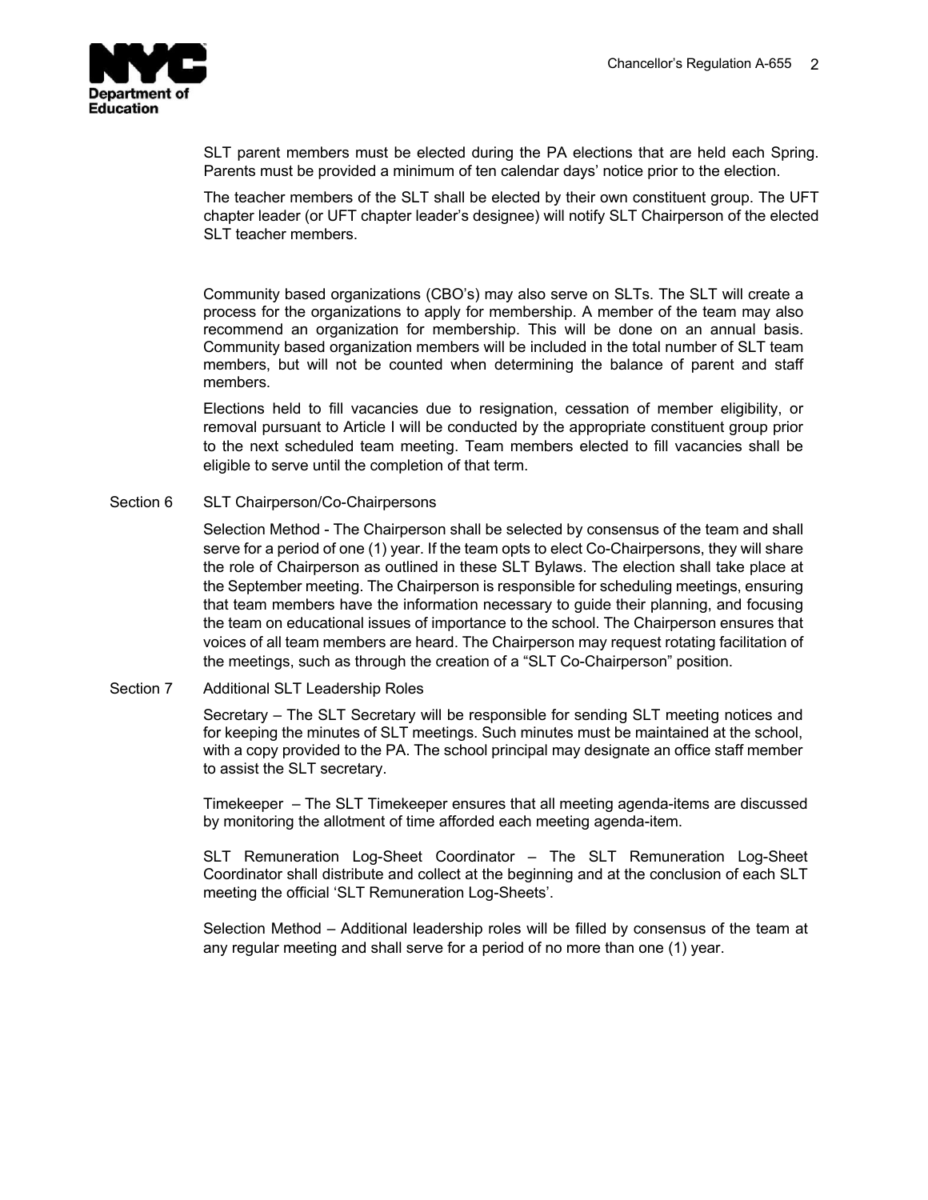SLT parent members must be elected during the PA elections that are held each Spring. Parents must be provided a minimum of ten calendar days' notice prior to the election.

The teacher members of the SLT shall be elected by their own constituent group. The UFT chapter leader (or UFT chapter leader's designee) will notify SLT Chairperson of the elected SLT teacher members.

Community based organizations (CBO's) may also serve on SLTs. The SLT will create a process for the organizations to apply for membership. A member of the team may also recommend an organization for membership. This will be done on an annual basis. Community based organization members will be included in the total number of SLT team members, but will not be counted when determining the balance of parent and staff members.

Elections held to fill vacancies due to resignation, cessation of member eligibility, or removal pursuant to Article I will be conducted by the appropriate constituent group prior to the next scheduled team meeting. Team members elected to fill vacancies shall be eligible to serve until the completion of that term.

### Section 6 SLT Chairperson/Co-Chairpersons

Selection Method - The Chairperson shall be selected by consensus of the team and shall serve for a period of one (1) year. If the team opts to elect Co-Chairpersons, they will share the role of Chairperson as outlined in these SLT Bylaws. The election shall take place at the September meeting. The Chairperson is responsible for scheduling meetings, ensuring that team members have the information necessary to guide their planning, and focusing the team on educational issues of importance to the school. The Chairperson ensures that voices of all team members are heard. The Chairperson may request rotating facilitation of the meetings, such as through the creation of a "SLT Co-Chairperson" position.

### Section 7 Additional SLT Leadership Roles

Secretary – The SLT Secretary will be responsible for sending SLT meeting notices and for keeping the minutes of SLT meetings. Such minutes must be maintained at the school, with a copy provided to the PA. The school principal may designate an office staff member to assist the SLT secretary.

Timekeeper – The SLT Timekeeper ensures that all meeting agenda-items are discussed by monitoring the allotment of time afforded each meeting agenda-item.

SLT Remuneration Log-Sheet Coordinator – The SLT Remuneration Log-Sheet Coordinator shall distribute and collect at the beginning and at the conclusion of each SLT meeting the official 'SLT Remuneration Log-Sheets'.

Selection Method – Additional leadership roles will be filled by consensus of the team at any regular meeting and shall serve for a period of no more than one (1) year.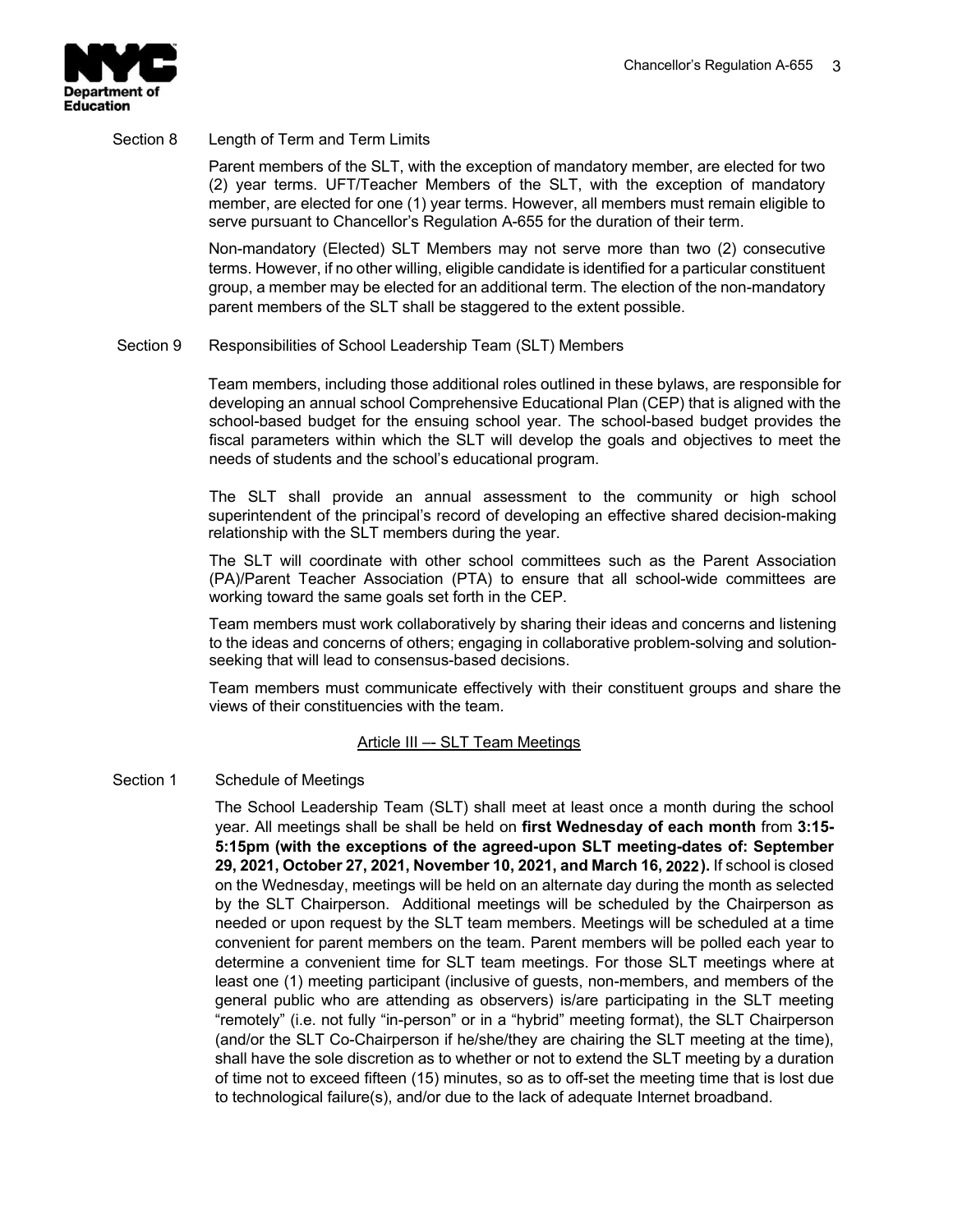Section 8 Length of Term and Term Limits

Parent members of the SLT, with the exception of mandatory member, are elected for two (2) year terms. UFT/Teacher Members of the SLT, with the exception of mandatory member, are elected for one (1) year terms. However, all members must remain eligible to serve pursuant to Chancellor's Regulation A-655 for the duration of their term.

Non-mandatory (Elected) SLT Members may not serve more than two (2) consecutive terms. However, if no other willing, eligible candidate is identified for a particular constituent group, a member may be elected for an additional term. The election of the non-mandatory parent members of the SLT shall be staggered to the extent possible.

Section 9 Responsibilities of School Leadership Team (SLT) Members

Team members, including those additional roles outlined in these bylaws, are responsible for developing an annual school Comprehensive Educational Plan (CEP) that is aligned with the school-based budget for the ensuing school year. The school-based budget provides the fiscal parameters within which the SLT will develop the goals and objectives to meet the needs of students and the school's educational program.

The SLT shall provide an annual assessment to the community or high school superintendent of the principal's record of developing an effective shared decision-making relationship with the SLT members during the year.

The SLT will coordinate with other school committees such as the Parent Association (PA)/Parent Teacher Association (PTA) to ensure that all school-wide committees are working toward the same goals set forth in the CEP.

Team members must work collaboratively by sharing their ideas and concerns and listening to the ideas and concerns of others; engaging in collaborative problem-solving and solution-seeking that will lead to consensus-based decisions.

Team members must communicate effectively with their constituent groups and share the views of their constituencies with the team.

## Article III –- SLT Team Meetings

Section 1 Schedule of Meetings

The School Leadership Team (SLT) shall meet at least once a month during the school year. All meetings shall be shall be held on **first Wednesday of each month** from **3:15-5:15pm (with the exceptions of the agreed-upon SLT meeting-dates of: September 29, 2021, October 27, 2021, November 10, 2021, and March 16, 2022).** If school is closed on the Wednesday, meetings will be held on an alternate day during the month as selected by the SLT Chairperson. Additional meetings will be scheduled by the Chairperson as needed or upon request by the SLT team members. Meetings will be scheduled at a time convenient for parent members on the team. Parent members will be polled each year to determine a convenient time for SLT team meetings. For those SLT meetings where at least one (1) meeting participant (inclusive of guests, non-members, and members of the general public who are attending as observers) is/are participating in the SLT meeting "remotely" (i.e. not fully "in-person" or in a "hybrid" meeting format), the SLT Chairperson (and/or the SLT Co-Chairperson if he/she/they are chairing the SLT meeting at the time), shall have the sole discretion as to whether or not to extend the SLT meeting by a duration of time not to exceed fifteen (15) minutes, so as to off-set the meeting time that is lost due to technological failure(s), and/or due to the lack of adequate Internet broadband.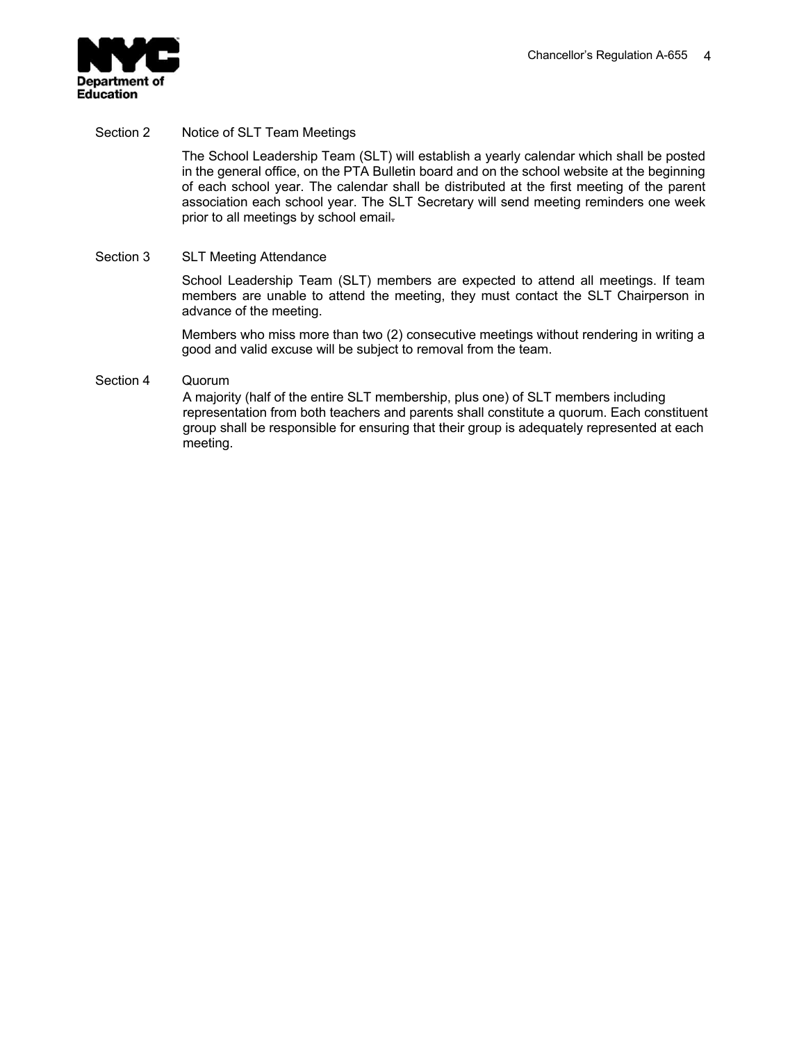## Section 2 Notice of SLT Team Meetings

The School Leadership Team (SLT) will establish a yearly calendar which shall be posted in the general office, on the PTA Bulletin board and on the school website at the beginning of each school year. The calendar shall be distributed at the first meeting of the parent association each school year. The SLT Secretary will send meeting reminders one week prior to all meetings by school email.

## Section 3 SLT Meeting Attendance

School Leadership Team (SLT) members are expected to attend all meetings. If team members are unable to attend the meeting, they must contact the SLT Chairperson in advance of the meeting.

Members who miss more than two (2) consecutive meetings without rendering in writing a good and valid excuse will be subject to removal from the team.

## Section 4 Quorum

A majority (half of the entire SLT membership, plus one) of SLT members including representation from both teachers and parents shall constitute a quorum. Each constituent group shall be responsible for ensuring that their group is adequately represented at each meeting.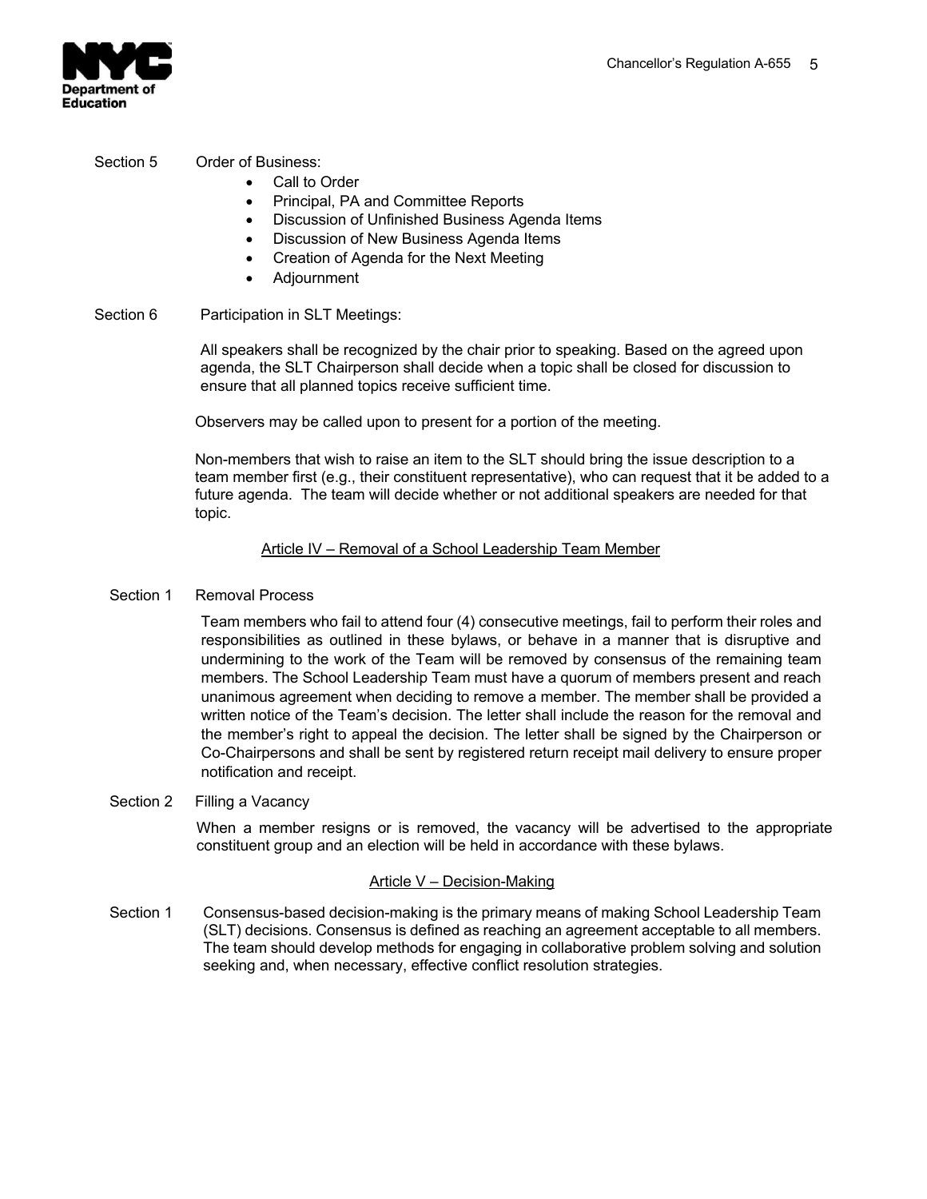Section 5 Order of Business:

- Call to Order
- Principal, PA and Committee Reports
- Discussion of Unfinished Business Agenda Items
- Discussion of New Business Agenda Items
- Creation of Agenda for the Next Meeting
- Adjournment

Section 6 Participation in SLT Meetings:

All speakers shall be recognized by the chair prior to speaking. Based on the agreed upon agenda, the SLT Chairperson shall decide when a topic shall be closed for discussion to ensure that all planned topics receive sufficient time.

Observers may be called upon to present for a portion of the meeting.

Non-members that wish to raise an item to the SLT should bring the issue description to a team member first (e.g., their constituent representative), who can request that it be added to a future agenda. The team will decide whether or not additional speakers are needed for that topic.

## Article IV – Removal of a School Leadership Team Member

Section 1 Removal Process

Team members who fail to attend four (4) consecutive meetings, fail to perform their roles and responsibilities as outlined in these bylaws, or behave in a manner that is disruptive and undermining to the work of the Team will be removed by consensus of the remaining team members. The School Leadership Team must have a quorum of members present and reach unanimous agreement when deciding to remove a member. The member shall be provided a written notice of the Team's decision. The letter shall include the reason for the removal and the member's right to appeal the decision. The letter shall be signed by the Chairperson or Co-Chairpersons and shall be sent by registered return receipt mail delivery to ensure proper notification and receipt.

Section 2 Filling a Vacancy

When a member resigns or is removed, the vacancy will be advertised to the appropriate constituent group and an election will be held in accordance with these bylaws.

## Article V – Decision-Making

Section 1 Consensus-based decision-making is the primary means of making School Leadership Team (SLT) decisions. Consensus is defined as reaching an agreement acceptable to all members. The team should develop methods for engaging in collaborative problem solving and solution seeking and, when necessary, effective conflict resolution strategies.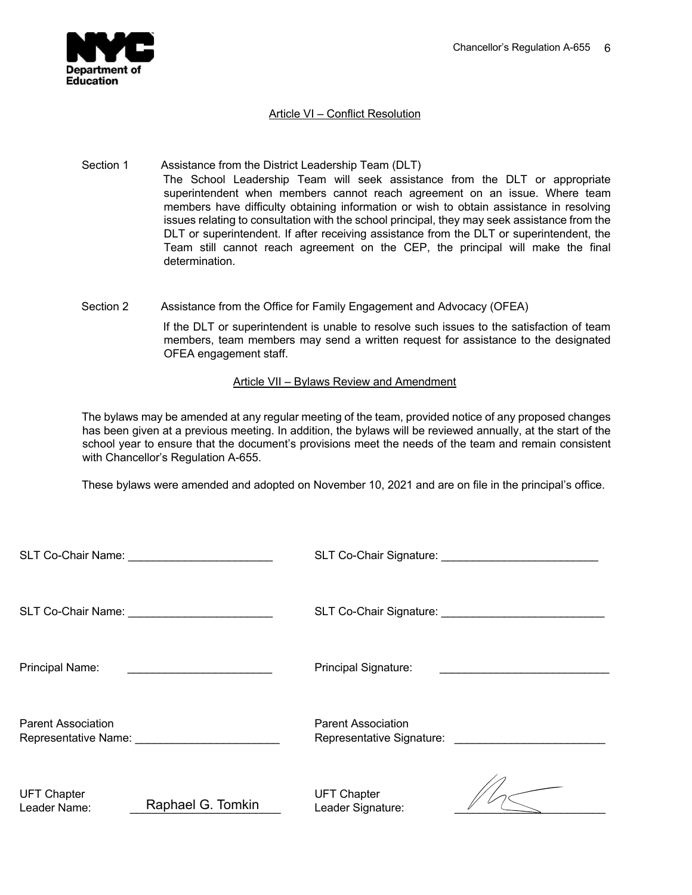## Article VI – Conflict Resolution

Section 1 Assistance from the District Leadership Team (DLT)

The School Leadership Team will seek assistance from the DLT or appropriate superintendent when members cannot reach agreement on an issue. Where team members have difficulty obtaining information or wish to obtain assistance in resolving issues relating to consultation with the school principal, they may seek assistance from the DLT or superintendent. If after receiving assistance from the DLT or superintendent, the Team still cannot reach agreement on the CEP, the principal will make the final determination.

Section 2 Assistance from the Office for Family Engagement and Advocacy (OFEA)

If the DLT or superintendent is unable to resolve such issues to the satisfaction of team members, team members may send a written request for assistance to the designated OFEA engagement staff.

## Article VII – Bylaws Review and Amendment

The bylaws may be amended at any regular meeting of the team, provided notice of any proposed changes has been given at a previous meeting. In addition, the bylaws will be reviewed annually, at the start of the school year to ensure that the document's provisions meet the needs of the team and remain consistent with Chancellor's Regulation A-655.

These bylaws were amended and adopted on November 10, 2021 and are on file in the principal's office.

SLT Co-Chair Name: ______________________ SLT Co-Chair Signature: ______________________

SLT Co-Chair Name: ______________________ SLT Co-Chair Signature: ______________________

Principal Name: ______________________ Principal Signature: ______________________

Parent Association Representative Name: ______________________ Parent Association Representative Signature: ______________________

UFT Chapter Leader Name: Raphael G. Tomkin UFT Chapter Leader Signature: [signature]